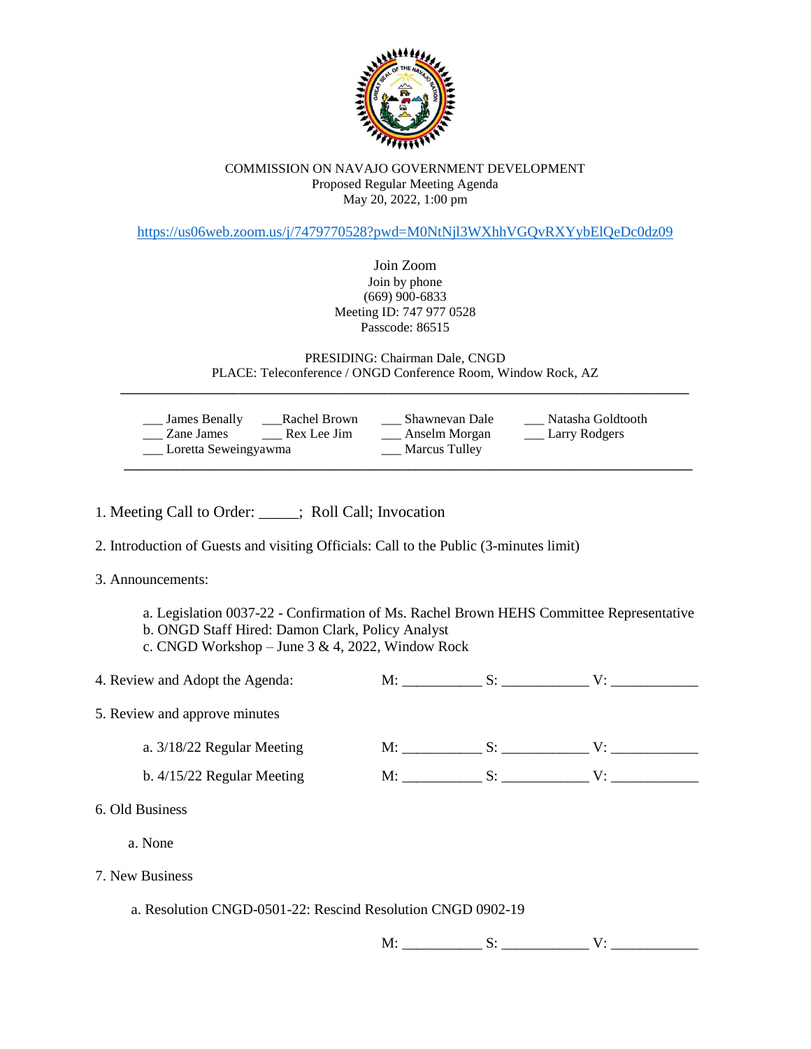COMMISSION ON NAVAJO GOVERNMENT DEVELOPMENT
Proposed Regular Meeting Agenda
May 20, 2022, 1:00 pm

https://us06web.zoom.us/j/7479770528?pwd=M0NtNjl3WXhhVGQvRXYybElQeDc0dz09

Join Zoom
Join by phone
(669) 900-6833
Meeting ID: 747 977 0528
Passcode: 86515

PRESIDING: Chairman Dale, CNGD
PLACE: Teleconference / ONGD Conference Room, Window Rock, AZ

---

___ James Benally ___Rachel Brown ___ Shawnevan Dale ___ Natasha Goldtooth
___ Zane James ___ Rex Lee Jim ___ Anselm Morgan ___ Larry Rodgers
___ Loretta Seweingyawma ___ Marcus Tulley

---

1. Meeting Call to Order: _____; Roll Call; Invocation

2. Introduction of Guests and visiting Officials: Call to the Public (3-minutes limit)

3. Announcements:

   a. Legislation 0037-22 - Confirmation of Ms. Rachel Brown HEHS Committee Representative
   b. ONGD Staff Hired: Damon Clark, Policy Analyst
   c. CNGD Workshop – June 3 & 4, 2022, Window Rock

4. Review and Adopt the Agenda: M: __________ S: ___________ V: ___________

5. Review and approve minutes

   a. 3/18/22 Regular Meeting M: __________ S: ___________ V: ___________

   b. 4/15/22 Regular Meeting M: __________ S: ___________ V: ___________

6. Old Business

   a. None

7. New Business

   a. Resolution CNGD-0501-22: Rescind Resolution CNGD 0902-19

   M: __________ S: ___________ V: ___________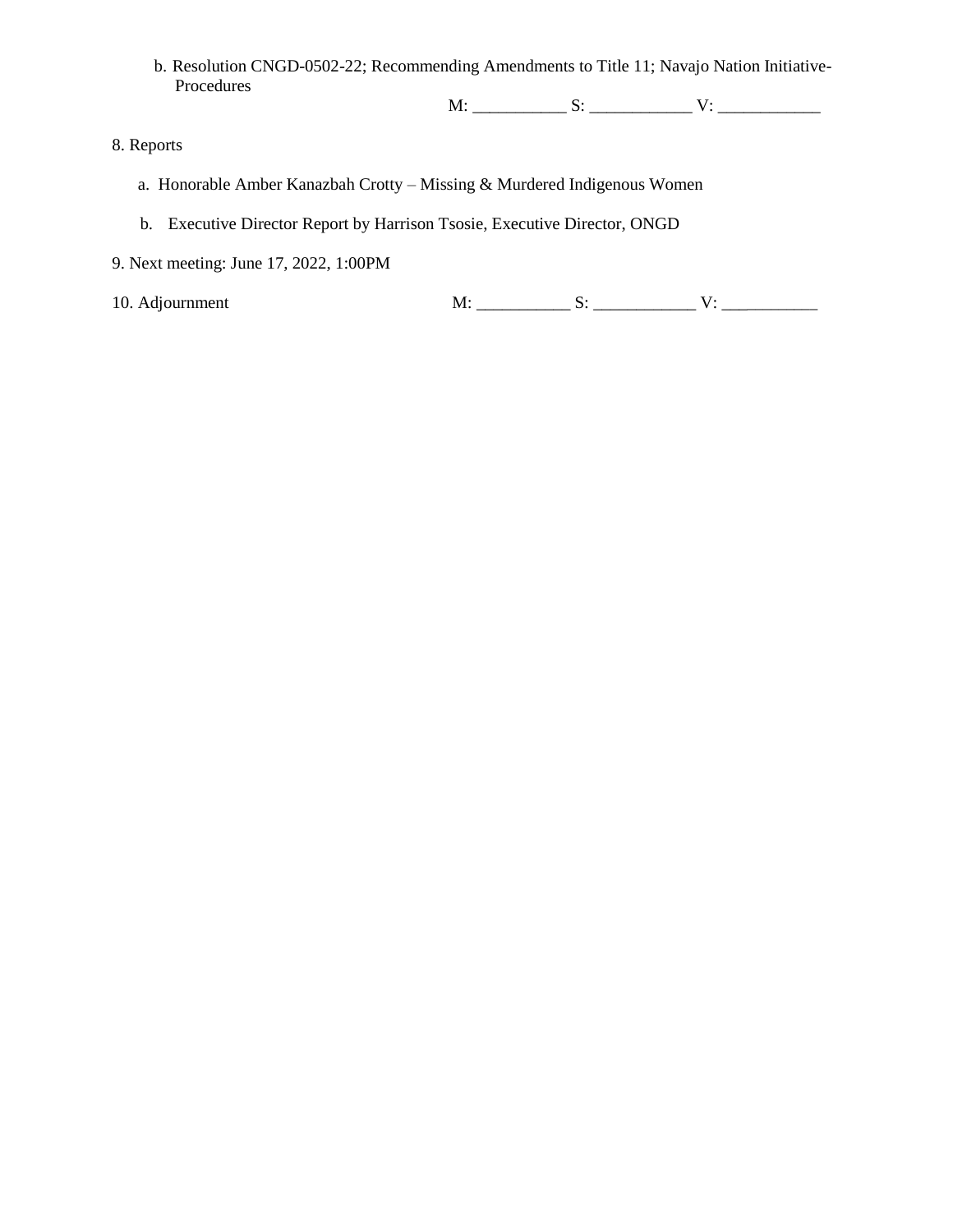b. Resolution CNGD-0502-22; Recommending Amendments to Title 11; Navajo Nation Initiative-Procedures

M: ___________ S: ____________ V: ____________

8. Reports

a. Honorable Amber Kanazbah Crotty – Missing & Murdered Indigenous Women

b. Executive Director Report by Harrison Tsosie, Executive Director, ONGD

9. Next meeting: June 17, 2022, 1:00PM

10. Adjournment M: ___________ S: ____________ V: ____________